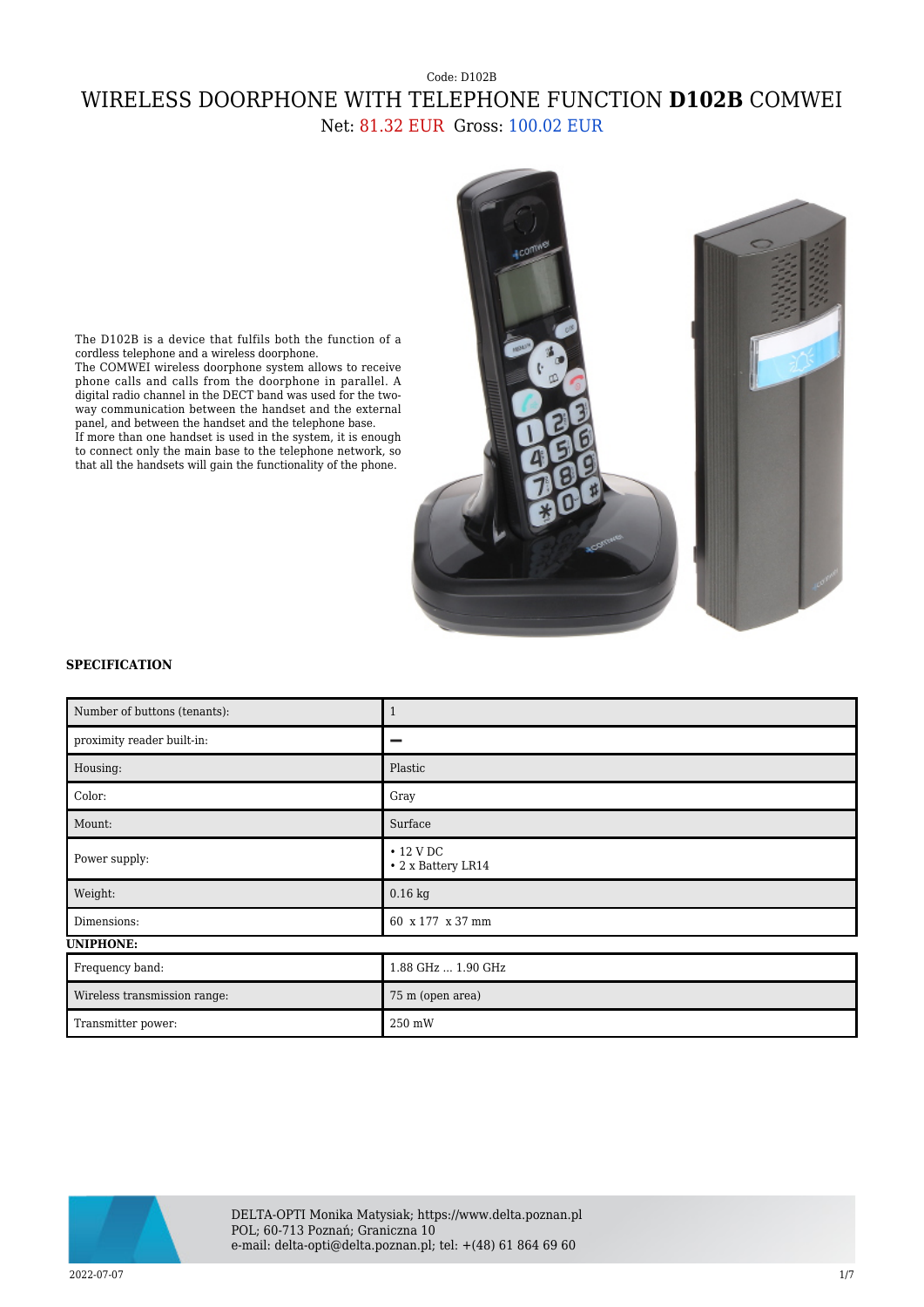Code: D102B

# WIRELESS DOORPHONE WITH TELEPHONE FUNCTION **D102B** COMWEI

Net: 81.32 EUR Gross: 100.02 EUR

The D102B is a device that fulfils both the function of a cordless telephone and a wireless doorphone.
The COMWEI wireless doorphone system allows to receive phone calls and calls from the doorphone in parallel. A digital radio channel in the DECT band was used for the two-way communication between the handset and the external panel, and between the handset and the telephone base.
If more than one handset is used in the system, it is enough to connect only the main base to the telephone network, so that all the handsets will gain the functionality of the phone.

### SPECIFICATION

| | |
|---|---|
| Number of buttons (tenants): | 1 |
| proximity reader built-in: | – |
| Housing: | Plastic |
| Color: | Gray |
| Mount: | Surface |
| Power supply: | • 12 V DC<br>• 2 x Battery LR14 |
| Weight: | 0.16 kg |
| Dimensions: | 60 x 177 x 37 mm |

**UNIPHONE:**

| | |
|---|---|
| Frequency band: | 1.88 GHz ... 1.90 GHz |
| Wireless transmission range: | 75 m (open area) |
| Transmitter power: | 250 mW |

DELTA-OPTI Monika Matysiak; https://www.delta.poznan.pl
POL; 60-713 Poznań; Graniczna 10
e-mail: delta-opti@delta.poznan.pl; tel: +(48) 61 864 69 60

2022-07-07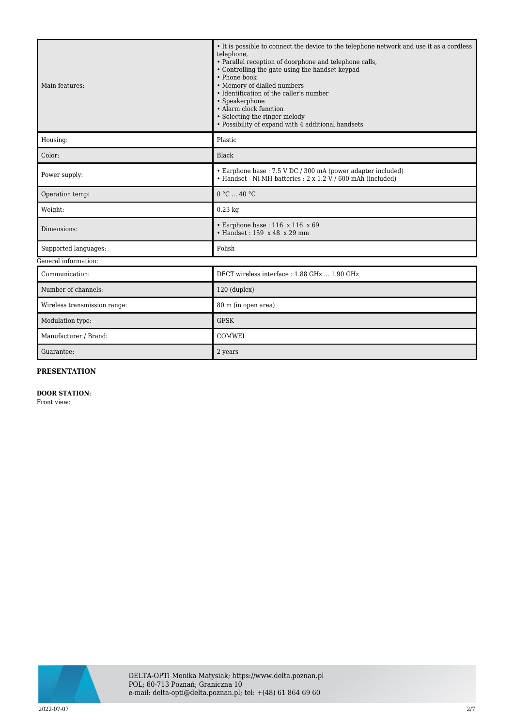| | |
|---|---|
| Main features: | • It is possible to connect the device to the telephone network and use it as a cordless telephone,<br>• Parallel reception of doorphone and telephone calls,<br>• Controlling the gate using the handset keypad<br>• Phone book<br>• Memory of dialled numbers<br>• Identification of the caller's number<br>• Speakerphone<br>• Alarm clock function<br>• Selecting the ringer melody<br>• Possibility of expand with 4 additional handsets |
| Housing: | Plastic |
| Color: | Black |
| Power supply: | • Earphone base : 7.5 V DC / 300 mA (power adapter included)<br>• Handset - Ni-MH batteries : 2 x 1.2 V / 600 mAh (included) |
| Operation temp: | 0 °C ... 40 °C |
| Weight: | 0.23 kg |
| Dimensions: | • Earphone base : 116 x 116 x 69<br>• Handset : 159 x 48 x 29 mm |
| Supported languages: | Polish |

General information:

| | |
|---|---|
| Communication: | DECT wireless interface : 1.88 GHz ... 1.90 GHz |
| Number of channels: | 120 (duplex) |
| Wireless transmission range: | 80 m (in open area) |
| Modulation type: | GFSK |
| Manufacturer / Brand: | COMWEI |
| Guarantee: | 2 years |

**PRESENTATION**

**DOOR STATION**:

Front view: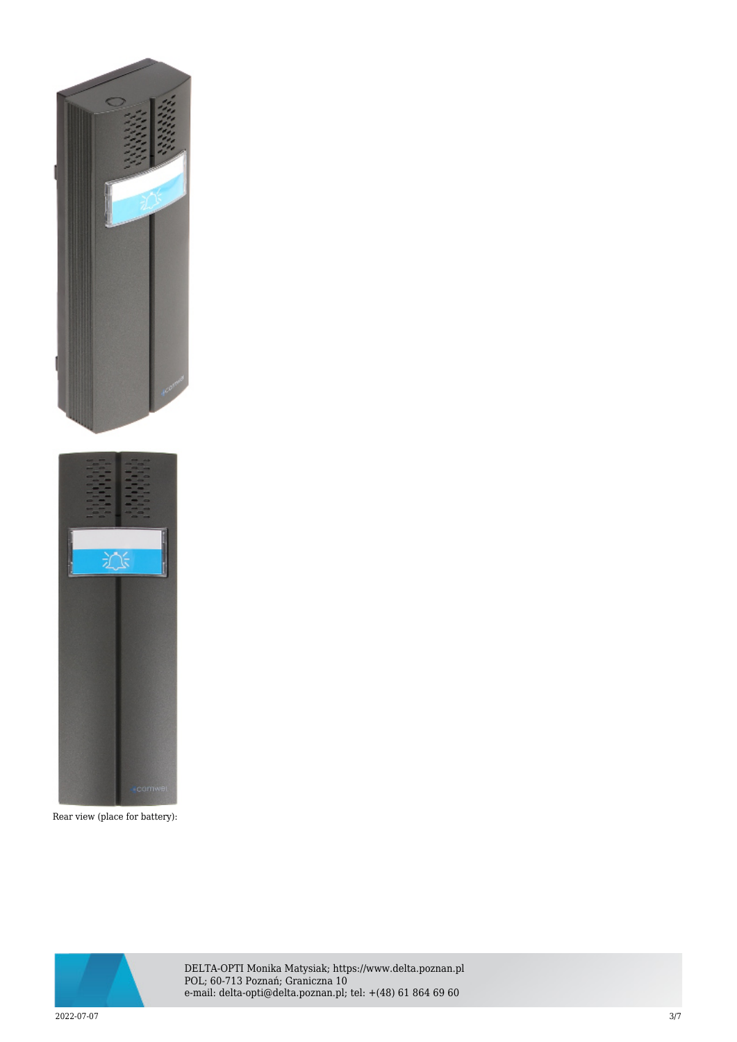Rear view (place for battery):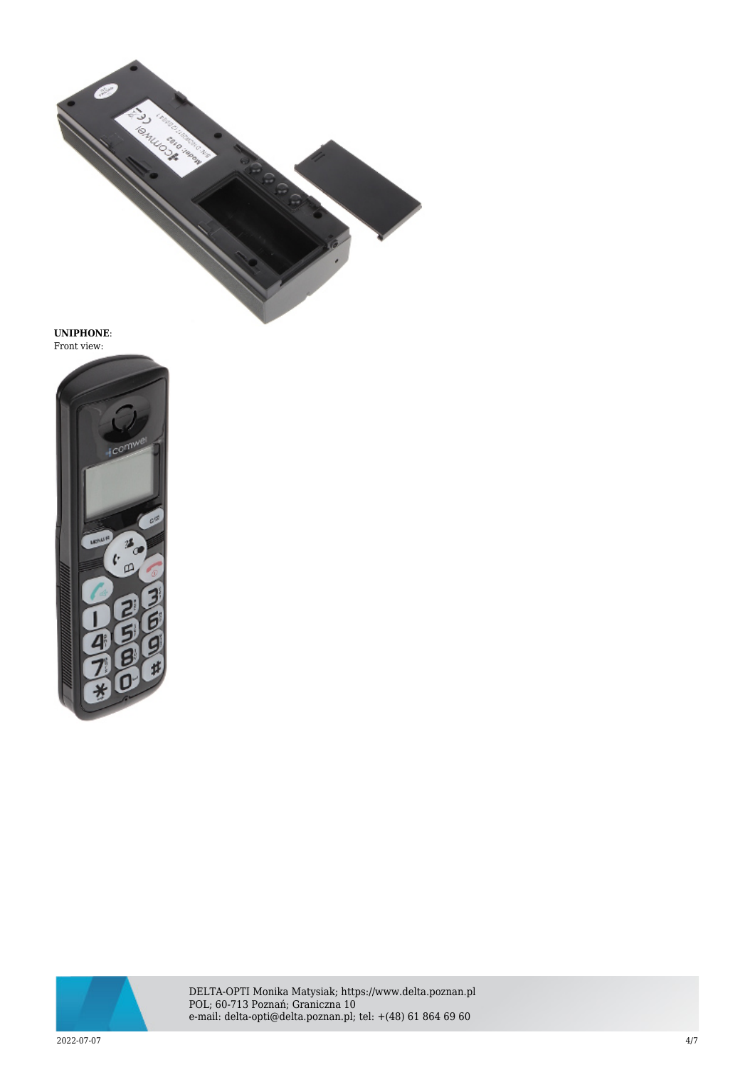**UNIPHONE**:
Front view: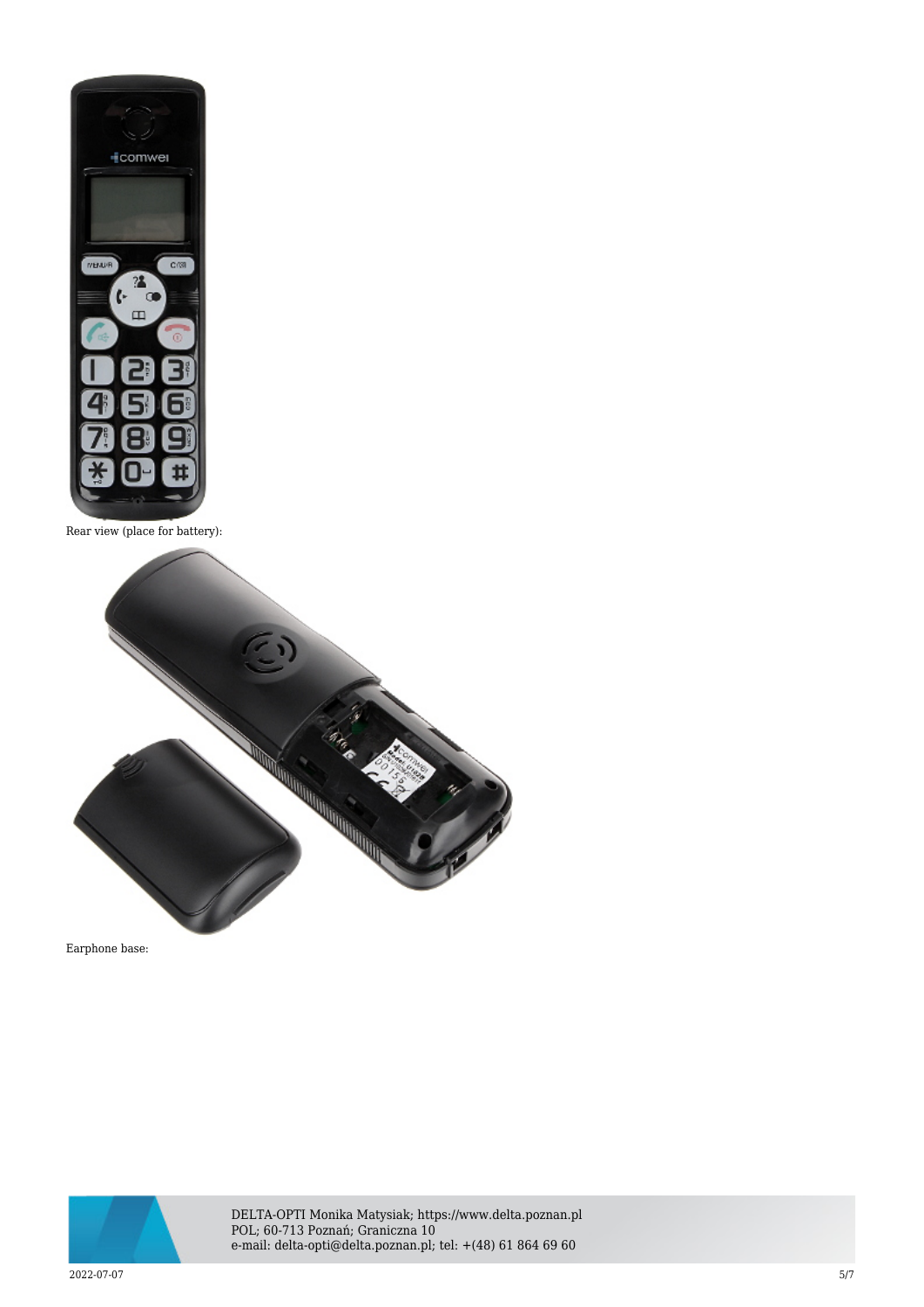Rear view (place for battery):

Earphone base: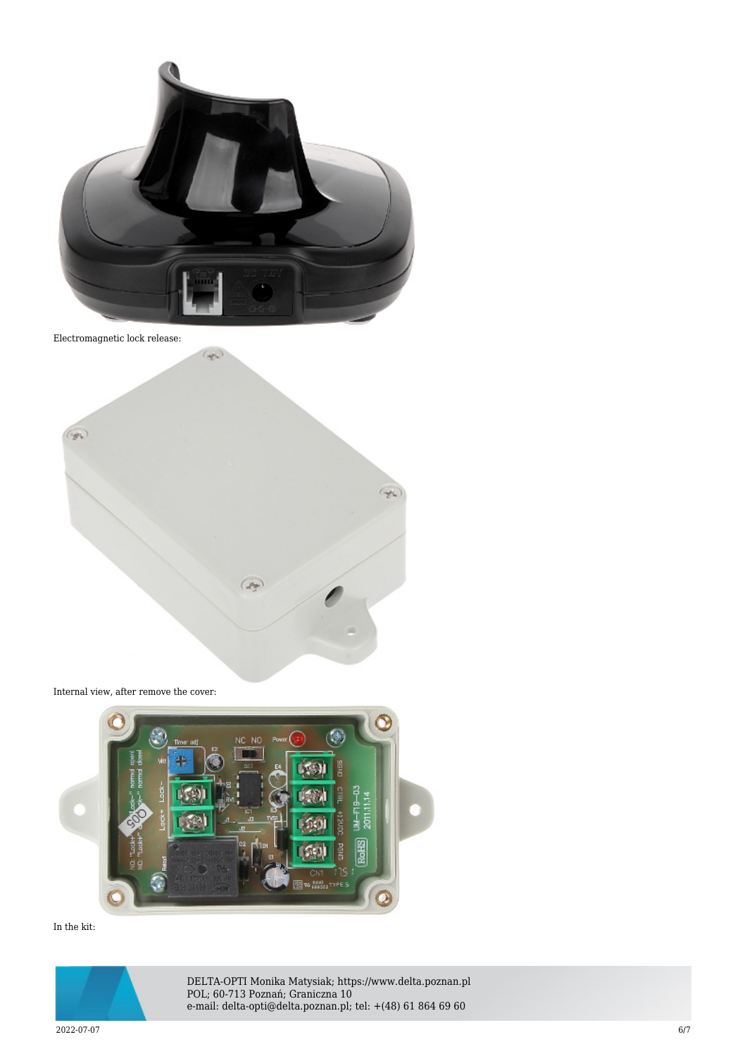Electromagnetic lock release:

Internal view, after remove the cover:

In the kit: